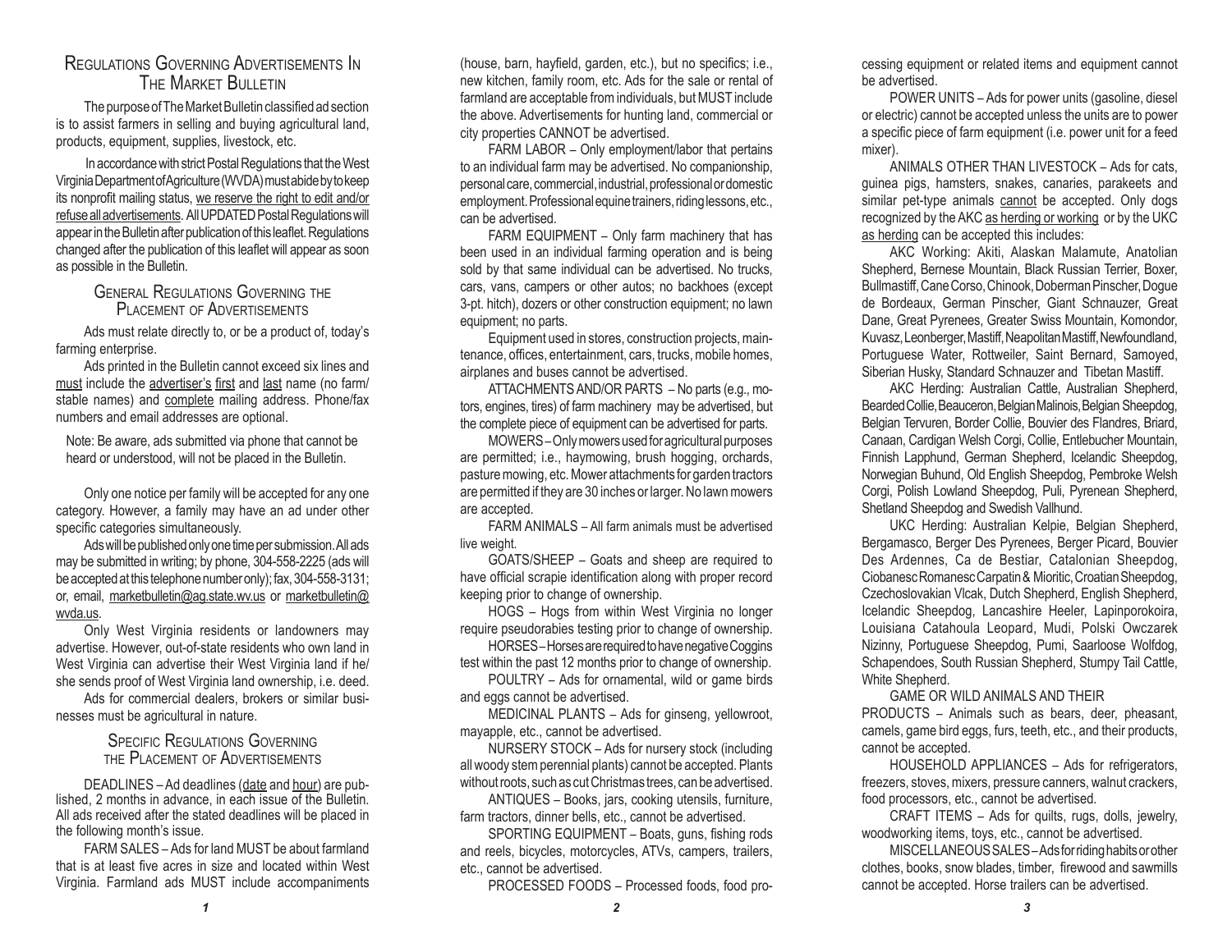## Regulations Governing Advertisements In The Market Bulletin

The purpose of The Market Bulletin classified ad section is to assist farmers in selling and buying agricultural land, products, equipment, supplies, livestock, etc.

In accordance with strict Postal Regulations that the West Virginia Department of Agriculture (WVDA) must abide by to keep its nonprofit mailing status, <u>we reserve the right to edit and/or refuse all advertisements</u>. All UPDATED Postal Regulations will appear in the Bulletin after publication of this leaflet. Regulations changed after the publication of this leaflet will appear as soon as possible in the Bulletin.

### General Regulations Governing the Placement of Advertisements

Ads must relate directly to, or be a product of, today's farming enterprise.

Ads printed in the Bulletin cannot exceed six lines and <u>must</u> include the <u>advertiser's</u> <u>first</u> and <u>last</u> name (no farm/stable names) and <u>complete</u> mailing address. Phone/fax numbers and email addresses are optional.

Note: Be aware, ads submitted via phone that cannot be heard or understood, will not be placed in the Bulletin.

Only one notice per family will be accepted for any one category. However, a family may have an ad under other specific categories simultaneously.

Ads will be published only one time per submission. All ads may be submitted in writing; by phone, 304-558-2225 (ads will be accepted at this telephone number only); fax, 304-558-3131; or, email, <u>marketbulletin@ag.state.wv.us</u> or <u>marketbulletin@wvda.us</u>.

Only West Virginia residents or landowners may advertise. However, out-of-state residents who own land in West Virginia can advertise their West Virginia land if he/she sends proof of West Virginia land ownership, i.e. deed.

Ads for commercial dealers, brokers or similar businesses must be agricultural in nature.

### Specific Regulations Governing the Placement of Advertisements

DEADLINES – Ad deadlines (<u>date</u> and <u>hour</u>) are published, 2 months in advance, in each issue of the Bulletin. All ads received after the stated deadlines will be placed in the following month's issue.

FARM SALES – Ads for land MUST be about farmland that is at least five acres in size and located within West Virginia. Farmland ads MUST include accompaniments (house, barn, hayfield, garden, etc.), but no specifics; i.e., new kitchen, family room, etc. Ads for the sale or rental of farmland are acceptable from individuals, but MUST include the above. Advertisements for hunting land, commercial or city properties CANNOT be advertised.

FARM LABOR – Only employment/labor that pertains to an individual farm may be advertised. No companionship, personal care, commercial, industrial, professional or domestic employment. Professional equine trainers, riding lessons, etc., can be advertised.

FARM EQUIPMENT – Only farm machinery that has been used in an individual farming operation and is being sold by that same individual can be advertised. No trucks, cars, vans, campers or other autos; no backhoes (except 3-pt. hitch), dozers or other construction equipment; no lawn equipment; no parts.

Equipment used in stores, construction projects, maintenance, offices, entertainment, cars, trucks, mobile homes, airplanes and buses cannot be advertised.

ATTACHMENTS AND/OR PARTS – No parts (e.g., motors, engines, tires) of farm machinery may be advertised, but the complete piece of equipment can be advertised for parts.

MOWERS – Only mowers used for agricultural purposes are permitted; i.e., haymowing, brush hogging, orchards, pasture mowing, etc. Mower attachments for garden tractors are permitted if they are 30 inches or larger. No lawn mowers are accepted.

FARM ANIMALS – All farm animals must be advertised live weight.

GOATS/SHEEP – Goats and sheep are required to have official scrapie identification along with proper record keeping prior to change of ownership.

HOGS – Hogs from within West Virginia no longer require pseudorabies testing prior to change of ownership.

HORSES – Horses are required to have negative Coggins test within the past 12 months prior to change of ownership.

POULTRY – Ads for ornamental, wild or game birds and eggs cannot be advertised.

MEDICINAL PLANTS – Ads for ginseng, yellowroot, mayapple, etc., cannot be advertised.

NURSERY STOCK – Ads for nursery stock (including all woody stem perennial plants) cannot be accepted. Plants without roots, such as cut Christmas trees, can be advertised.

ANTIQUES – Books, jars, cooking utensils, furniture, farm tractors, dinner bells, etc., cannot be advertised.

SPORTING EQUIPMENT – Boats, guns, fishing rods and reels, bicycles, motorcycles, ATVs, campers, trailers, etc., cannot be advertised.

PROCESSED FOODS – Processed foods, food processing equipment or related items and equipment cannot be advertised.

POWER UNITS – Ads for power units (gasoline, diesel or electric) cannot be accepted unless the units are to power a specific piece of farm equipment (i.e. power unit for a feed mixer).

ANIMALS OTHER THAN LIVESTOCK – Ads for cats, guinea pigs, hamsters, snakes, canaries, parakeets and similar pet-type animals <u>cannot</u> be accepted. Only dogs recognized by the AKC <u>as herding or working</u> or by the UKC <u>as herding</u> can be accepted this includes:

AKC Working: Akiti, Alaskan Malamute, Anatolian Shepherd, Bernese Mountain, Black Russian Terrier, Boxer, Bullmastiff, Cane Corso, Chinook, Doberman Pinscher, Dogue de Bordeaux, German Pinscher, Giant Schnauzer, Great Dane, Great Pyrenees, Greater Swiss Mountain, Komondor, Kuvasz, Leonberger, Mastiff, Neapolitan Mastiff, Newfoundland, Portuguese Water, Rottweiler, Saint Bernard, Samoyed, Siberian Husky, Standard Schnauzer and Tibetan Mastiff.

AKC Herding: Australian Cattle, Australian Shepherd, Bearded Collie, Beauceron, Belgian Malinois, Belgian Sheepdog, Belgian Tervuren, Border Collie, Bouvier des Flandres, Briard, Canaan, Cardigan Welsh Corgi, Collie, Entlebucher Mountain, Finnish Lapphund, German Shepherd, Icelandic Sheepdog, Norwegian Buhund, Old English Sheepdog, Pembroke Welsh Corgi, Polish Lowland Sheepdog, Puli, Pyrenean Shepherd, Shetland Sheepdog and Swedish Vallhund.

UKC Herding: Australian Kelpie, Belgian Shepherd, Bergamasco, Berger Des Pyrenees, Berger Picard, Bouvier Des Ardennes, Ca de Bestiar, Catalonian Sheepdog, Ciobanesc Romanesc Carpatin & Mioritic, Croatian Sheepdog, Czechoslovakian Vlcak, Dutch Shepherd, English Shepherd, Icelandic Sheepdog, Lancashire Heeler, Lapinporokoira, Louisiana Catahoula Leopard, Mudi, Polski Owczarek Nizinny, Portuguese Sheepdog, Pumi, Saarloose Wolfdog, Schapendoes, South Russian Shepherd, Stumpy Tail Cattle, White Shepherd.

GAME OR WILD ANIMALS AND THEIR PRODUCTS – Animals such as bears, deer, pheasant, camels, game bird eggs, furs, teeth, etc., and their products, cannot be accepted.

HOUSEHOLD APPLIANCES – Ads for refrigerators, freezers, stoves, mixers, pressure canners, walnut crackers, food processors, etc., cannot be advertised.

CRAFT ITEMS – Ads for quilts, rugs, dolls, jewelry, woodworking items, toys, etc., cannot be advertised.

MISCELLANEOUS SALES – Ads for riding habits or other clothes, books, snow blades, timber, firewood and sawmills cannot be accepted. Horse trailers can be advertised.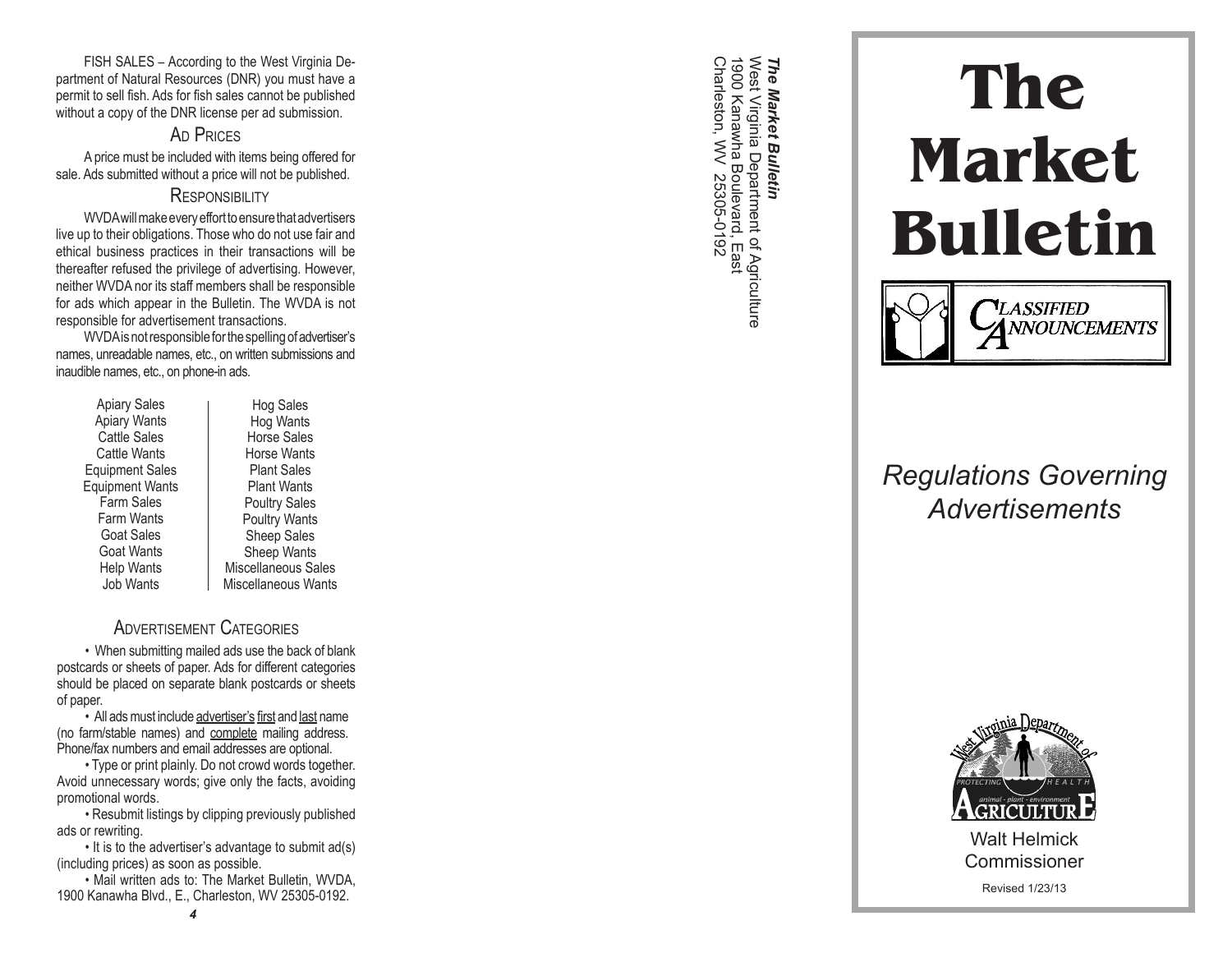FISH SALES – According to the West Virginia Department of Natural Resources (DNR) you must have a permit to sell fish. Ads for fish sales cannot be published without a copy of the DNR license per ad submission.

## Ad Prices

A price must be included with items being offered for sale. Ads submitted without a price will not be published.

## Responsibility

WVDA will make every effort to ensure that advertisers live up to their obligations. Those who do not use fair and ethical business practices in their transactions will be thereafter refused the privilege of advertising. However, neither WVDA nor its staff members shall be responsible for ads which appear in the Bulletin. The WVDA is not responsible for advertisement transactions.

WVDA is not responsible for the spelling of advertiser's names, unreadable names, etc., on written submissions and inaudible names, etc., on phone-in ads.

| | |
|---|---|
| Apiary Sales | Hog Sales |
| Apiary Wants | Hog Wants |
| Cattle Sales | Horse Sales |
| Cattle Wants | Horse Wants |
| Equipment Sales | Plant Sales |
| Equipment Wants | Plant Wants |
| Farm Sales | Poultry Sales |
| Farm Wants | Poultry Wants |
| Goat Sales | Sheep Sales |
| Goat Wants | Sheep Wants |
| Help Wants | Miscellaneous Sales |
| Job Wants | Miscellaneous Wants |

## Advertisement Categories

- When submitting mailed ads use the back of blank postcards or sheets of paper. Ads for different categories should be placed on separate blank postcards or sheets of paper.
- All ads must include advertiser's first and last name (no farm/stable names) and complete mailing address. Phone/fax numbers and email addresses are optional.
- Type or print plainly. Do not crowd words together. Avoid unnecessary words; give only the facts, avoiding promotional words.
- Resubmit listings by clipping previously published ads or rewriting.
- It is to the advertiser's advantage to submit ad(s) (including prices) as soon as possible.
- Mail written ads to: The Market Bulletin, WVDA, 1900 Kanawha Blvd., E., Charleston, WV 25305-0192.

***The Market Bulletin***
West Virginia Department of Agriculture
1900 Kanawha Boulevard, East
Charleston, WV 25305-0192

# The Market Bulletin

CLASSIFIED ANNOUNCEMENTS

*Regulations Governing Advertisements*

West Virginia Department of Agriculture
PROTECTING HEALTH
animal - plant - environment

Walt Helmick
Commissioner

Revised 1/23/13